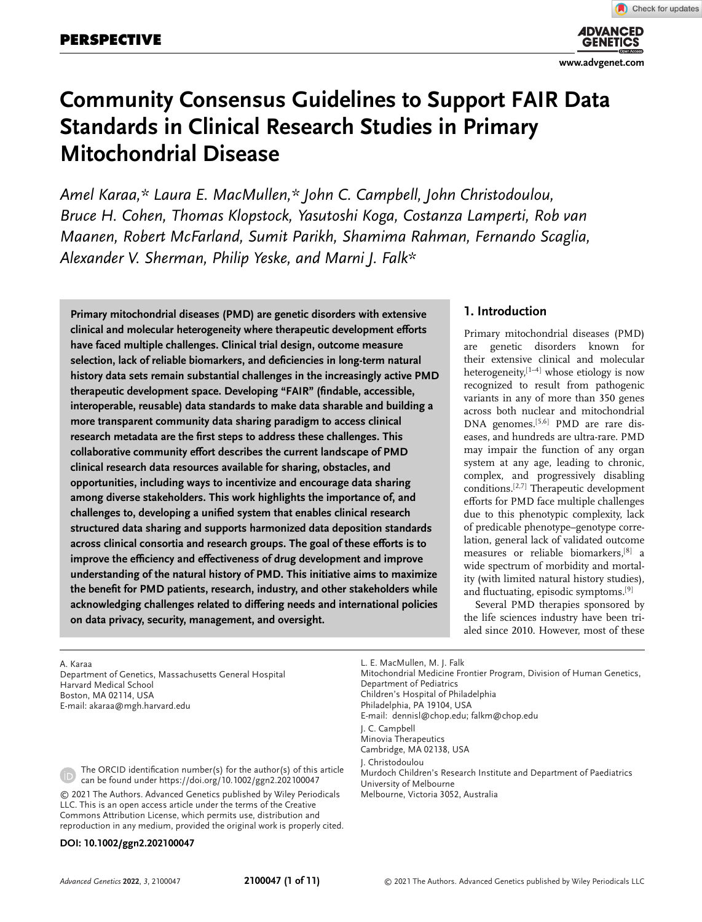PERSPECTIVE

# Community Consensus Guidelines to Support FAIR Data Standards in Clinical Research Studies in Primary Mitochondrial Disease

*Amel Karaa,\* Laura E. MacMullen,\* John C. Campbell, John Christodoulou, Bruce H. Cohen, Thomas Klopstock, Yasutoshi Koga, Costanza Lamperti, Rob van Maanen, Robert McFarland, Sumit Parikh, Shamima Rahman, Fernando Scaglia, Alexander V. Sherman, Philip Yeske, and Marni J. Falk\**

**Primary mitochondrial diseases (PMD) are genetic disorders with extensive clinical and molecular heterogeneity where therapeutic development efforts have faced multiple challenges. Clinical trial design, outcome measure selection, lack of reliable biomarkers, and deficiencies in long-term natural history data sets remain substantial challenges in the increasingly active PMD therapeutic development space. Developing "FAIR" (findable, accessible, interoperable, reusable) data standards to make data sharable and building a more transparent community data sharing paradigm to access clinical research metadata are the first steps to address these challenges. This collaborative community effort describes the current landscape of PMD clinical research data resources available for sharing, obstacles, and opportunities, including ways to incentivize and encourage data sharing among diverse stakeholders. This work highlights the importance of, and challenges to, developing a unified system that enables clinical research structured data sharing and supports harmonized data deposition standards across clinical consortia and research groups. The goal of these efforts is to improve the efficiency and effectiveness of drug development and improve understanding of the natural history of PMD. This initiative aims to maximize the benefit for PMD patients, research, industry, and other stakeholders while acknowledging challenges related to differing needs and international policies on data privacy, security, management, and oversight.**

## 1. Introduction

Primary mitochondrial diseases (PMD) are genetic disorders known for their extensive clinical and molecular heterogeneity,[1–4] whose etiology is now recognized to result from pathogenic variants in any of more than 350 genes across both nuclear and mitochondrial DNA genomes.[5,6] PMD are rare diseases, and hundreds are ultra-rare. PMD may impair the function of any organ system at any age, leading to chronic, complex, and progressively disabling conditions.[2,7] Therapeutic development efforts for PMD face multiple challenges due to this phenotypic complexity, lack of predicable phenotype–genotype correlation, general lack of validated outcome measures or reliable biomarkers,[8] a wide spectrum of morbidity and mortality (with limited natural history studies), and fluctuating, episodic symptoms.[9]

Several PMD therapies sponsored by the life sciences industry have been trialed since 2010. However, most of these

A. Karaa
Department of Genetics, Massachusetts General Hospital
Harvard Medical School
Boston, MA 02114, USA
E-mail: akaraa@mgh.harvard.edu

L. E. MacMullen, M. J. Falk
Mitochondrial Medicine Frontier Program, Division of Human Genetics, Department of Pediatrics
Children's Hospital of Philadelphia
Philadelphia, PA 19104, USA
E-mail: dennisl@chop.edu; falkm@chop.edu

J. C. Campbell
Minovia Therapeutics
Cambridge, MA 02138, USA

J. Christodoulou
Murdoch Children's Research Institute and Department of Paediatrics
University of Melbourne
Melbourne, Victoria 3052, Australia

The ORCID identification number(s) for the author(s) of this article can be found under https://doi.org/10.1002/ggn2.202100047

© 2021 The Authors. Advanced Genetics published by Wiley Periodicals LLC. This is an open access article under the terms of the Creative Commons Attribution License, which permits use, distribution and reproduction in any medium, provided the original work is properly cited.

**DOI: 10.1002/ggn2.202100047**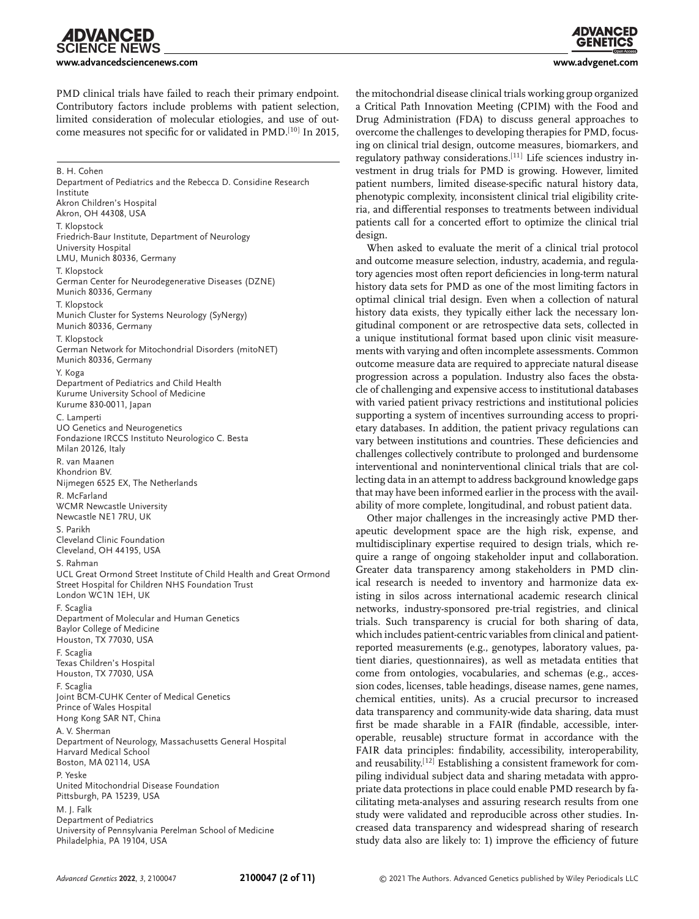PMD clinical trials have failed to reach their primary endpoint. Contributory factors include problems with patient selection, limited consideration of molecular etiologies, and use of outcome measures not specific for or validated in PMD.[10] In 2015, the mitochondrial disease clinical trials working group organized a Critical Path Innovation Meeting (CPIM) with the Food and Drug Administration (FDA) to discuss general approaches to overcome the challenges to developing therapies for PMD, focusing on clinical trial design, outcome measures, biomarkers, and regulatory pathway considerations.[11] Life sciences industry investment in drug trials for PMD is growing. However, limited patient numbers, limited disease-specific natural history data, phenotypic complexity, inconsistent clinical trial eligibility criteria, and differential responses to treatments between individual patients call for a concerted effort to optimize the clinical trial design.

When asked to evaluate the merit of a clinical trial protocol and outcome measure selection, industry, academia, and regulatory agencies most often report deficiencies in long-term natural history data sets for PMD as one of the most limiting factors in optimal clinical trial design. Even when a collection of natural history data exists, they typically either lack the necessary longitudinal component or are retrospective data sets, collected in a unique institutional format based upon clinic visit measurements with varying and often incomplete assessments. Common outcome measure data are required to appreciate natural disease progression across a population. Industry also faces the obstacle of challenging and expensive access to institutional databases with varied patient privacy restrictions and institutional policies supporting a system of incentives surrounding access to proprietary databases. In addition, the patient privacy regulations can vary between institutions and countries. These deficiencies and challenges collectively contribute to prolonged and burdensome interventional and noninterventional clinical trials that are collecting data in an attempt to address background knowledge gaps that may have been informed earlier in the process with the availability of more complete, longitudinal, and robust patient data.

Other major challenges in the increasingly active PMD therapeutic development space are the high risk, expense, and multidisciplinary expertise required to design trials, which require a range of ongoing stakeholder input and collaboration. Greater data transparency among stakeholders in PMD clinical research is needed to inventory and harmonize data existing in silos across international academic research clinical networks, industry-sponsored pre-trial registries, and clinical trials. Such transparency is crucial for both sharing of data, which includes patient-centric variables from clinical and patient-reported measurements (e.g., genotypes, laboratory values, patient diaries, questionnaires), as well as metadata entities that come from ontologies, vocabularies, and schemas (e.g., accession codes, licenses, table headings, disease names, gene names, chemical entities, units). As a crucial precursor to increased data transparency and community-wide data sharing, data must first be made sharable in a FAIR (findable, accessible, interoperable, reusable) structure format in accordance with the FAIR data principles: findability, accessibility, interoperability, and reusability.[12] Establishing a consistent framework for compiling individual subject data and sharing metadata with appropriate data protections in place could enable PMD research by facilitating meta-analyses and assuring research results from one study were validated and reproducible across other studies. Increased data transparency and widespread sharing of research study data also are likely to: 1) improve the efficiency of future

---

B. H. Cohen
Department of Pediatrics and the Rebecca D. Considine Research Institute
Akron Children's Hospital
Akron, OH 44308, USA

T. Klopstock
Friedrich-Baur Institute, Department of Neurology
University Hospital
LMU, Munich 80336, Germany

T. Klopstock
German Center for Neurodegenerative Diseases (DZNE)
Munich 80336, Germany

T. Klopstock
Munich Cluster for Systems Neurology (SyNergy)
Munich 80336, Germany

T. Klopstock
German Network for Mitochondrial Disorders (mitoNET)
Munich 80336, Germany

Y. Koga
Department of Pediatrics and Child Health
Kurume University School of Medicine
Kurume 830-0011, Japan

C. Lamperti
UO Genetics and Neurogenetics
Fondazione IRCCS Instituto Neurologico C. Besta
Milan 20126, Italy

R. van Maanen
Khondrion BV.
Nijmegen 6525 EX, The Netherlands

R. McFarland
WCMR Newcastle University
Newcastle NE1 7RU, UK

S. Parikh
Cleveland Clinic Foundation
Cleveland, OH 44195, USA

S. Rahman
UCL Great Ormond Street Institute of Child Health and Great Ormond Street Hospital for Children NHS Foundation Trust
London WC1N 1EH, UK

F. Scaglia
Department of Molecular and Human Genetics
Baylor College of Medicine
Houston, TX 77030, USA

F. Scaglia
Texas Children's Hospital
Houston, TX 77030, USA

F. Scaglia
Joint BCM-CUHK Center of Medical Genetics
Prince of Wales Hospital
Hong Kong SAR NT, China

A. V. Sherman
Department of Neurology, Massachusetts General Hospital
Harvard Medical School
Boston, MA 02114, USA

P. Yeske
United Mitochondrial Disease Foundation
Pittsburgh, PA 15239, USA

M. J. Falk
Department of Pediatrics
University of Pennsylvania Perelman School of Medicine
Philadelphia, PA 19104, USA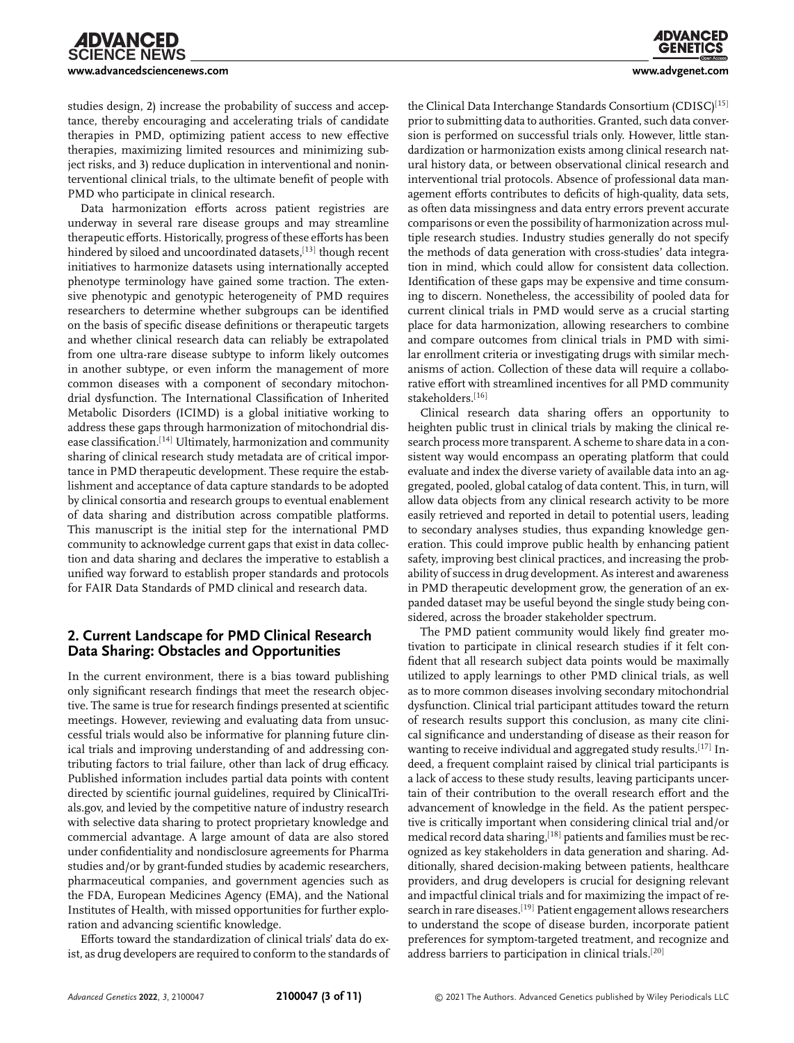studies design, 2) increase the probability of success and acceptance, thereby encouraging and accelerating trials of candidate therapies in PMD, optimizing patient access to new effective therapies, maximizing limited resources and minimizing subject risks, and 3) reduce duplication in interventional and noninterventional clinical trials, to the ultimate benefit of people with PMD who participate in clinical research.

Data harmonization efforts across patient registries are underway in several rare disease groups and may streamline therapeutic efforts. Historically, progress of these efforts has been hindered by siloed and uncoordinated datasets,[13] though recent initiatives to harmonize datasets using internationally accepted phenotype terminology have gained some traction. The extensive phenotypic and genotypic heterogeneity of PMD requires researchers to determine whether subgroups can be identified on the basis of specific disease definitions or therapeutic targets and whether clinical research data can reliably be extrapolated from one ultra-rare disease subtype to inform likely outcomes in another subtype, or even inform the management of more common diseases with a component of secondary mitochondrial dysfunction. The International Classification of Inherited Metabolic Disorders (ICIMD) is a global initiative working to address these gaps through harmonization of mitochondrial disease classification.[14] Ultimately, harmonization and community sharing of clinical research study metadata are of critical importance in PMD therapeutic development. These require the establishment and acceptance of data capture standards to be adopted by clinical consortia and research groups to eventual enablement of data sharing and distribution across compatible platforms. This manuscript is the initial step for the international PMD community to acknowledge current gaps that exist in data collection and data sharing and declares the imperative to establish a unified way forward to establish proper standards and protocols for FAIR Data Standards of PMD clinical and research data.

## 2. Current Landscape for PMD Clinical Research Data Sharing: Obstacles and Opportunities

In the current environment, there is a bias toward publishing only significant research findings that meet the research objective. The same is true for research findings presented at scientific meetings. However, reviewing and evaluating data from unsuccessful trials would also be informative for planning future clinical trials and improving understanding of and addressing contributing factors to trial failure, other than lack of drug efficacy. Published information includes partial data points with content directed by scientific journal guidelines, required by ClinicalTrials.gov, and levied by the competitive nature of industry research with selective data sharing to protect proprietary knowledge and commercial advantage. A large amount of data are also stored under confidentiality and nondisclosure agreements for Pharma studies and/or by grant-funded studies by academic researchers, pharmaceutical companies, and government agencies such as the FDA, European Medicines Agency (EMA), and the National Institutes of Health, with missed opportunities for further exploration and advancing scientific knowledge.

Efforts toward the standardization of clinical trials' data do exist, as drug developers are required to conform to the standards of the Clinical Data Interchange Standards Consortium (CDISC)[15] prior to submitting data to authorities. Granted, such data conversion is performed on successful trials only. However, little standardization or harmonization exists among clinical research natural history data, or between observational clinical research and interventional trial protocols. Absence of professional data management efforts contributes to deficits of high-quality, data sets, as often data missingness and data entry errors prevent accurate comparisons or even the possibility of harmonization across multiple research studies. Industry studies generally do not specify the methods of data generation with cross-studies' data integration in mind, which could allow for consistent data collection. Identification of these gaps may be expensive and time consuming to discern. Nonetheless, the accessibility of pooled data for current clinical trials in PMD would serve as a crucial starting place for data harmonization, allowing researchers to combine and compare outcomes from clinical trials in PMD with similar enrollment criteria or investigating drugs with similar mechanisms of action. Collection of these data will require a collaborative effort with streamlined incentives for all PMD community stakeholders.[16]

Clinical research data sharing offers an opportunity to heighten public trust in clinical trials by making the clinical research process more transparent. A scheme to share data in a consistent way would encompass an operating platform that could evaluate and index the diverse variety of available data into an aggregated, pooled, global catalog of data content. This, in turn, will allow data objects from any clinical research activity to be more easily retrieved and reported in detail to potential users, leading to secondary analyses studies, thus expanding knowledge generation. This could improve public health by enhancing patient safety, improving best clinical practices, and increasing the probability of success in drug development. As interest and awareness in PMD therapeutic development grow, the generation of an expanded dataset may be useful beyond the single study being considered, across the broader stakeholder spectrum.

The PMD patient community would likely find greater motivation to participate in clinical research studies if it felt confident that all research subject data points would be maximally utilized to apply learnings to other PMD clinical trials, as well as to more common diseases involving secondary mitochondrial dysfunction. Clinical trial participant attitudes toward the return of research results support this conclusion, as many cite clinical significance and understanding of disease as their reason for wanting to receive individual and aggregated study results.[17] Indeed, a frequent complaint raised by clinical trial participants is a lack of access to these study results, leaving participants uncertain of their contribution to the overall research effort and the advancement of knowledge in the field. As the patient perspective is critically important when considering clinical trial and/or medical record data sharing,[18] patients and families must be recognized as key stakeholders in data generation and sharing. Additionally, shared decision-making between patients, healthcare providers, and drug developers is crucial for designing relevant and impactful clinical trials and for maximizing the impact of research in rare diseases.[19] Patient engagement allows researchers to understand the scope of disease burden, incorporate patient preferences for symptom-targeted treatment, and recognize and address barriers to participation in clinical trials.[20]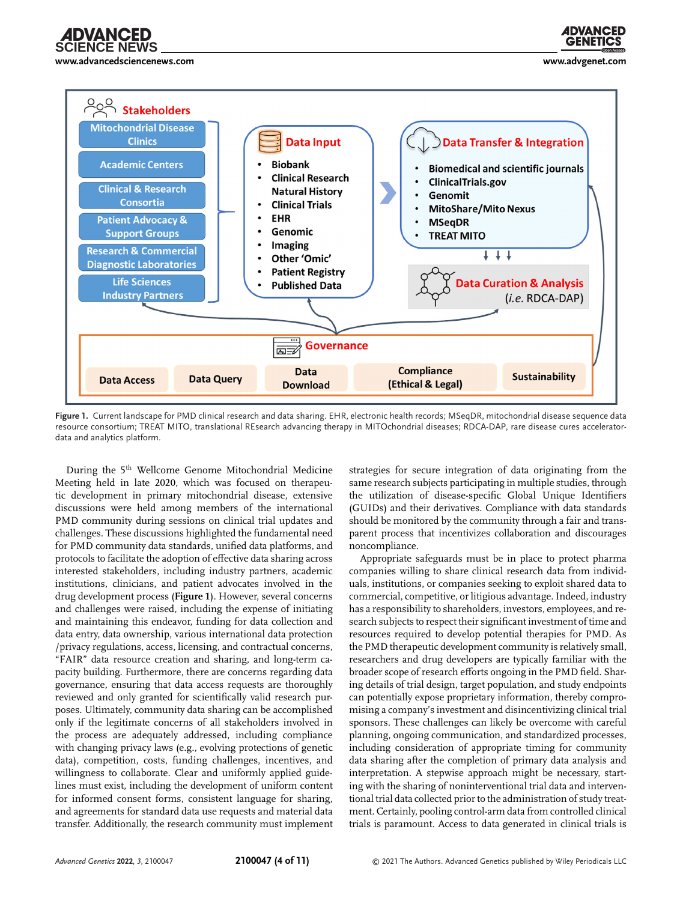**Figure 1.** Current landscape for PMD clinical research and data sharing. EHR, electronic health records; MSeqDR, mitochondrial disease sequence data resource consortium; TREAT MITO, translational REsearch advancing therapy in MITOchondrial diseases; RDCA-DAP, rare disease cures accelerator-data and analytics platform.

During the 5th Wellcome Genome Mitochondrial Medicine Meeting held in late 2020, which was focused on therapeutic development in primary mitochondrial disease, extensive discussions were held among members of the international PMD community during sessions on clinical trial updates and challenges. These discussions highlighted the fundamental need for PMD community data standards, unified data platforms, and protocols to facilitate the adoption of effective data sharing across interested stakeholders, including industry partners, academic institutions, clinicians, and patient advocates involved in the drug development process (**Figure 1**). However, several concerns and challenges were raised, including the expense of initiating and maintaining this endeavor, funding for data collection and data entry, data ownership, various international data protection /privacy regulations, access, licensing, and contractual concerns, "FAIR" data resource creation and sharing, and long-term capacity building. Furthermore, there are concerns regarding data governance, ensuring that data access requests are thoroughly reviewed and only granted for scientifically valid research purposes. Ultimately, community data sharing can be accomplished only if the legitimate concerns of all stakeholders involved in the process are adequately addressed, including compliance with changing privacy laws (e.g., evolving protections of genetic data), competition, costs, funding challenges, incentives, and willingness to collaborate. Clear and uniformly applied guidelines must exist, including the development of uniform content for informed consent forms, consistent language for sharing, and agreements for standard data use requests and material data transfer. Additionally, the research community must implement strategies for secure integration of data originating from the same research subjects participating in multiple studies, through the utilization of disease-specific Global Unique Identifiers (GUIDs) and their derivatives. Compliance with data standards should be monitored by the community through a fair and transparent process that incentivizes collaboration and discourages noncompliance.

Appropriate safeguards must be in place to protect pharma companies willing to share clinical research data from individuals, institutions, or companies seeking to exploit shared data to commercial, competitive, or litigious advantage. Indeed, industry has a responsibility to shareholders, investors, employees, and research subjects to respect their significant investment of time and resources required to develop potential therapies for PMD. As the PMD therapeutic development community is relatively small, researchers and drug developers are typically familiar with the broader scope of research efforts ongoing in the PMD field. Sharing details of trial design, target population, and study endpoints can potentially expose proprietary information, thereby compromising a company's investment and disincentivizing clinical trial sponsors. These challenges can likely be overcome with careful planning, ongoing communication, and standardized processes, including consideration of appropriate timing for community data sharing after the completion of primary data analysis and interpretation. A stepwise approach might be necessary, starting with the sharing of noninterventional trial data and interventional trial data collected prior to the administration of study treatment. Certainly, pooling control-arm data from controlled clinical trials is paramount. Access to data generated in clinical trials is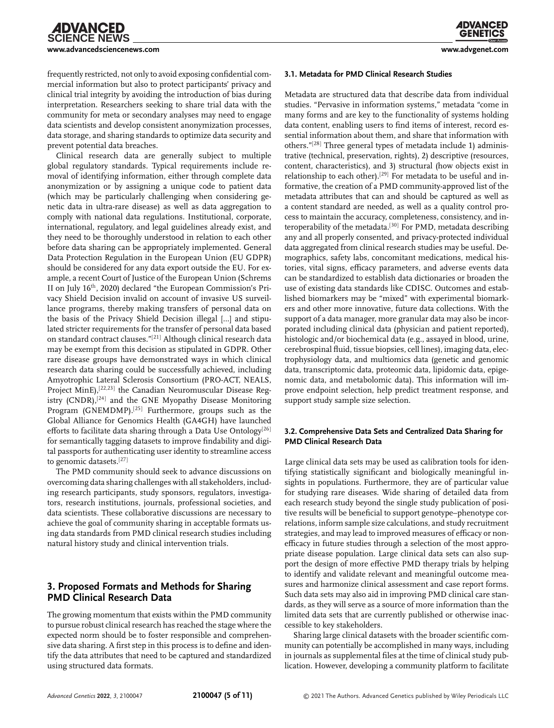frequently restricted, not only to avoid exposing confidential commercial information but also to protect participants' privacy and clinical trial integrity by avoiding the introduction of bias during interpretation. Researchers seeking to share trial data with the community for meta or secondary analyses may need to engage data scientists and develop consistent anonymization processes, data storage, and sharing standards to optimize data security and prevent potential data breaches.

Clinical research data are generally subject to multiple global regulatory standards. Typical requirements include removal of identifying information, either through complete data anonymization or by assigning a unique code to patient data (which may be particularly challenging when considering genetic data in ultra-rare disease) as well as data aggregation to comply with national data regulations. Institutional, corporate, international, regulatory, and legal guidelines already exist, and they need to be thoroughly understood in relation to each other before data sharing can be appropriately implemented. General Data Protection Regulation in the European Union (EU GDPR) should be considered for any data export outside the EU. For example, a recent Court of Justice of the European Union (Schrems II on July 16th, 2020) declared "the European Commission's Privacy Shield Decision invalid on account of invasive US surveillance programs, thereby making transfers of personal data on the basis of the Privacy Shield Decision illegal [...] and stipulated stricter requirements for the transfer of personal data based on standard contract clauses."[21] Although clinical research data may be exempt from this decision as stipulated in GDPR. Other rare disease groups have demonstrated ways in which clinical research data sharing could be successfully achieved, including Amyotrophic Lateral Sclerosis Consortium (PRO-ACT, NEALS, Project MinE),[22,23] the Canadian Neuromuscular Disease Registry (CNDR),[24] and the GNE Myopathy Disease Monitoring Program (GNEMDMP).[25] Furthermore, groups such as the Global Alliance for Genomics Health (GA4GH) have launched efforts to facilitate data sharing through a Data Use Ontology[26] for semantically tagging datasets to improve findability and digital passports for authenticating user identity to streamline access to genomic datasets.[27]

The PMD community should seek to advance discussions on overcoming data sharing challenges with all stakeholders, including research participants, study sponsors, regulators, investigators, research institutions, journals, professional societies, and data scientists. These collaborative discussions are necessary to achieve the goal of community sharing in acceptable formats using data standards from PMD clinical research studies including natural history study and clinical intervention trials.

## 3. Proposed Formats and Methods for Sharing PMD Clinical Research Data

The growing momentum that exists within the PMD community to pursue robust clinical research has reached the stage where the expected norm should be to foster responsible and comprehensive data sharing. A first step in this process is to define and identify the data attributes that need to be captured and standardized using structured data formats.

### 3.1. Metadata for PMD Clinical Research Studies

Metadata are structured data that describe data from individual studies. "Pervasive in information systems," metadata "come in many forms and are key to the functionality of systems holding data content, enabling users to find items of interest, record essential information about them, and share that information with others."[28] Three general types of metadata include 1) administrative (technical, preservation, rights), 2) descriptive (resources, content, characteristics), and 3) structural (how objects exist in relationship to each other).[29] For metadata to be useful and informative, the creation of a PMD community-approved list of the metadata attributes that can and should be captured as well as a content standard are needed, as well as a quality control process to maintain the accuracy, completeness, consistency, and interoperability of the metadata.[30] For PMD, metadata describing any and all properly consented, and privacy-protected individual data aggregated from clinical research studies may be useful. Demographics, safety labs, concomitant medications, medical histories, vital signs, efficacy parameters, and adverse events data can be standardized to establish data dictionaries or broaden the use of existing data standards like CDISC. Outcomes and established biomarkers may be "mixed" with experimental biomarkers and other more innovative, future data collections. With the support of a data manager, more granular data may also be incorporated including clinical data (physician and patient reported), histologic and/or biochemical data (e.g., assayed in blood, urine, cerebrospinal fluid, tissue biopsies, cell lines), imaging data, electrophysiology data, and multiomics data (genetic and genomic data, transcriptomic data, proteomic data, lipidomic data, epigenomic data, and metabolomic data). This information will improve endpoint selection, help predict treatment response, and support study sample size selection.

### 3.2. Comprehensive Data Sets and Centralized Data Sharing for PMD Clinical Research Data

Large clinical data sets may be used as calibration tools for identifying statistically significant and biologically meaningful insights in populations. Furthermore, they are of particular value for studying rare diseases. Wide sharing of detailed data from each research study beyond the single study publication of positive results will be beneficial to support genotype–phenotype correlations, inform sample size calculations, and study recruitment strategies, and may lead to improved measures of efficacy or non-efficacy in future studies through a selection of the most appropriate disease population. Large clinical data sets can also support the design of more effective PMD therapy trials by helping to identify and validate relevant and meaningful outcome measures and harmonize clinical assessment and case report forms. Such data sets may also aid in improving PMD clinical care standards, as they will serve as a source of more information than the limited data sets that are currently published or otherwise inaccessible to key stakeholders.

Sharing large clinical datasets with the broader scientific community can potentially be accomplished in many ways, including in journals as supplemental files at the time of clinical study publication. However, developing a community platform to facilitate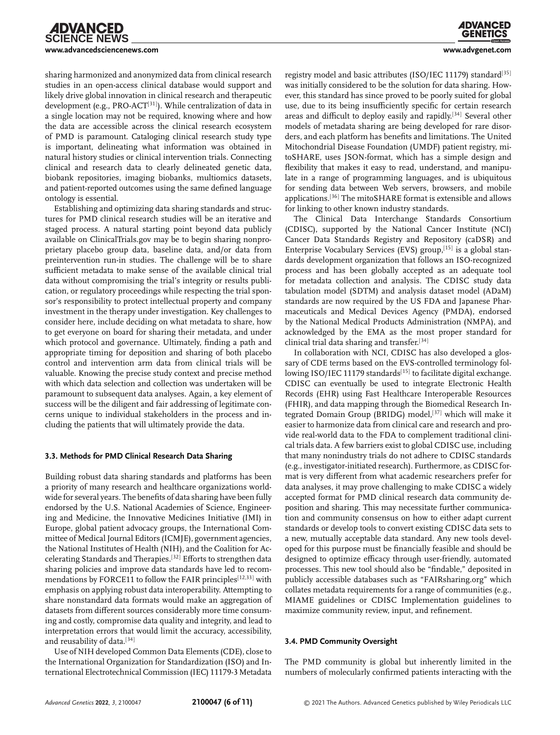sharing harmonized and anonymized data from clinical research studies in an open-access clinical database would support and likely drive global innovation in clinical research and therapeutic development (e.g., PRO-ACT[31]). While centralization of data in a single location may not be required, knowing where and how the data are accessible across the clinical research ecosystem of PMD is paramount. Cataloging clinical research study type is important, delineating what information was obtained in natural history studies or clinical intervention trials. Connecting clinical and research data to clearly delineated genetic data, biobank repositories, imaging biobanks, multiomics datasets, and patient-reported outcomes using the same defined language ontology is essential.

Establishing and optimizing data sharing standards and structures for PMD clinical research studies will be an iterative and staged process. A natural starting point beyond data publicly available on ClinicalTrials.gov may be to begin sharing nonproprietary placebo group data, baseline data, and/or data from preintervention run-in studies. The challenge will be to share sufficient metadata to make sense of the available clinical trial data without compromising the trial's integrity or results publication, or regulatory proceedings while respecting the trial sponsor's responsibility to protect intellectual property and company investment in the therapy under investigation. Key challenges to consider here, include deciding on what metadata to share, how to get everyone on board for sharing their metadata, and under which protocol and governance. Ultimately, finding a path and appropriate timing for deposition and sharing of both placebo control and intervention arm data from clinical trials will be valuable. Knowing the precise study context and precise method with which data selection and collection was undertaken will be paramount to subsequent data analyses. Again, a key element of success will be the diligent and fair addressing of legitimate concerns unique to individual stakeholders in the process and including the patients that will ultimately provide the data.

### 3.3. Methods for PMD Clinical Research Data Sharing

Building robust data sharing standards and platforms has been a priority of many research and healthcare organizations worldwide for several years. The benefits of data sharing have been fully endorsed by the U.S. National Academies of Science, Engineering and Medicine, the Innovative Medicines Initiative (IMI) in Europe, global patient advocacy groups, the International Committee of Medical Journal Editors (ICMJE), government agencies, the National Institutes of Health (NIH), and the Coalition for Accelerating Standards and Therapies.[32] Efforts to strengthen data sharing policies and improve data standards have led to recommendations by FORCE11 to follow the FAIR principles[12,33] with emphasis on applying robust data interoperability. Attempting to share nonstandard data formats would make an aggregation of datasets from different sources considerably more time consuming and costly, compromise data quality and integrity, and lead to interpretation errors that would limit the accuracy, accessibility, and reusability of data.[34]

Use of NIH developed Common Data Elements (CDE), close to the International Organization for Standardization (ISO) and International Electrotechnical Commission (IEC) 11179-3 Metadata registry model and basic attributes (ISO/IEC 11179) standard[35] was initially considered to be the solution for data sharing. However, this standard has since proved to be poorly suited for global use, due to its being insufficiently specific for certain research areas and difficult to deploy easily and rapidly.[34] Several other models of metadata sharing are being developed for rare disorders, and each platform has benefits and limitations. The United Mitochondrial Disease Foundation (UMDF) patient registry, mitoSHARE, uses JSON-format, which has a simple design and flexibility that makes it easy to read, understand, and manipulate in a range of programming languages, and is ubiquitous for sending data between Web servers, browsers, and mobile applications.[36] The mitoSHARE format is extensible and allows for linking to other known industry standards.

The Clinical Data Interchange Standards Consortium (CDISC), supported by the National Cancer Institute (NCI) Cancer Data Standards Registry and Repository (caDSR) and Enterprise Vocabulary Services (EVS) group,[15] is a global standards development organization that follows an ISO-recognized process and has been globally accepted as an adequate tool for metadata collection and analysis. The CDISC study data tabulation model (SDTM) and analysis dataset model (ADaM) standards are now required by the US FDA and Japanese Pharmaceuticals and Medical Devices Agency (PMDA), endorsed by the National Medical Products Administration (NMPA), and acknowledged by the EMA as the most proper standard for clinical trial data sharing and transfer.[34]

In collaboration with NCI, CDISC has also developed a glossary of CDE terms based on the EVS-controlled terminology following ISO/IEC 11179 standards[15] to facilitate digital exchange. CDISC can eventually be used to integrate Electronic Health Records (EHR) using Fast Healthcare Interoperable Resources (FHIR), and data mapping through the Biomedical Research Integrated Domain Group (BRIDG) model,[37] which will make it easier to harmonize data from clinical care and research and provide real-world data to the FDA to complement traditional clinical trials data. A few barriers exist to global CDISC use, including that many nonindustry trials do not adhere to CDISC standards (e.g., investigator-initiated research). Furthermore, as CDISC format is very different from what academic researchers prefer for data analyses, it may prove challenging to make CDISC a widely accepted format for PMD clinical research data community deposition and sharing. This may necessitate further communication and community consensus on how to either adapt current standards or develop tools to convert existing CDISC data sets to a new, mutually acceptable data standard. Any new tools developed for this purpose must be financially feasible and should be designed to optimize efficacy through user-friendly, automated processes. This new tool should also be "findable," deposited in publicly accessible databases such as "FAIRsharing.org" which collates metadata requirements for a range of communities (e.g., MIAME guidelines or CDISC Implementation guidelines to maximize community review, input, and refinement.

### 3.4. PMD Community Oversight

The PMD community is global but inherently limited in the numbers of molecularly confirmed patients interacting with the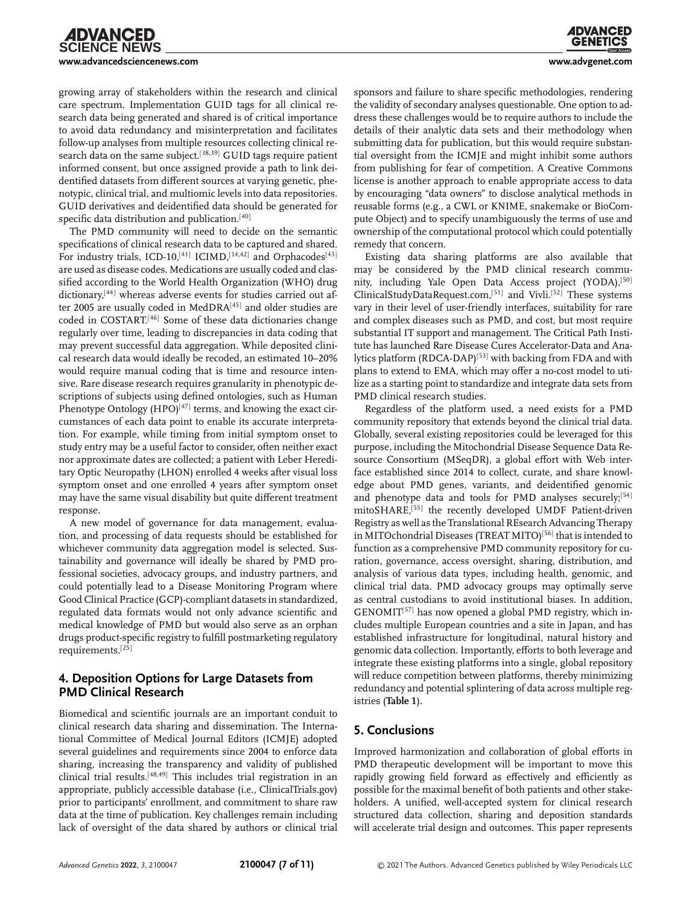growing array of stakeholders within the research and clinical care spectrum. Implementation GUID tags for all clinical research data being generated and shared is of critical importance to avoid data redundancy and misinterpretation and facilitates follow-up analyses from multiple resources collecting clinical research data on the same subject.[38,39] GUID tags require patient informed consent, but once assigned provide a path to link deidentified datasets from different sources at varying genetic, phenotypic, clinical trial, and multiomic levels into data repositories. GUID derivatives and deidentified data should be generated for specific data distribution and publication.[40]

The PMD community will need to decide on the semantic specifications of clinical research data to be captured and shared. For industry trials, ICD-10,[41] ICIMD,[14,42] and Orphacodes[43] are used as disease codes. Medications are usually coded and classified according to the World Health Organization (WHO) drug dictionary,[44] whereas adverse events for studies carried out after 2005 are usually coded in MedDRA[45] and older studies are coded in COSTART.[46] Some of these data dictionaries change regularly over time, leading to discrepancies in data coding that may prevent successful data aggregation. While deposited clinical research data would ideally be recoded, an estimated 10–20% would require manual coding that is time and resource intensive. Rare disease research requires granularity in phenotypic descriptions of subjects using defined ontologies, such as Human Phenotype Ontology (HPO)[47] terms, and knowing the exact circumstances of each data point to enable its accurate interpretation. For example, while timing from initial symptom onset to study entry may be a useful factor to consider, often neither exact nor approximate dates are collected; a patient with Leber Hereditary Optic Neuropathy (LHON) enrolled 4 weeks after visual loss symptom onset and one enrolled 4 years after symptom onset may have the same visual disability but quite different treatment response.

A new model of governance for data management, evaluation, and processing of data requests should be established for whichever community data aggregation model is selected. Sustainability and governance will ideally be shared by PMD professional societies, advocacy groups, and industry partners, and could potentially lead to a Disease Monitoring Program where Good Clinical Practice (GCP)-compliant datasets in standardized, regulated data formats would not only advance scientific and medical knowledge of PMD but would also serve as an orphan drugs product-specific registry to fulfill postmarketing regulatory requirements.[25]

## 4. Deposition Options for Large Datasets from PMD Clinical Research

Biomedical and scientific journals are an important conduit to clinical research data sharing and dissemination. The International Committee of Medical Journal Editors (ICMJE) adopted several guidelines and requirements since 2004 to enforce data sharing, increasing the transparency and validity of published clinical trial results.[48,49] This includes trial registration in an appropriate, publicly accessible database (i.e., ClinicalTrials.gov) prior to participants' enrollment, and commitment to share raw data at the time of publication. Key challenges remain including lack of oversight of the data shared by authors or clinical trial sponsors and failure to share specific methodologies, rendering the validity of secondary analyses questionable. One option to address these challenges would be to require authors to include the details of their analytic data sets and their methodology when submitting data for publication, but this would require substantial oversight from the ICMJE and might inhibit some authors from publishing for fear of competition. A Creative Commons license is another approach to enable appropriate access to data by encouraging "data owners" to disclose analytical methods in reusable forms (e.g., a CWL or KNIME, snakemake or BioCompute Object) and to specify unambiguously the terms of use and ownership of the computational protocol which could potentially remedy that concern.

Existing data sharing platforms are also available that may be considered by the PMD clinical research community, including Yale Open Data Access project (YODA),[50] ClinicalStudyDataRequest.com,[51] and Vivli.[52] These systems vary in their level of user-friendly interfaces, suitability for rare and complex diseases such as PMD, and cost, but most require substantial IT support and management. The Critical Path Institute has launched Rare Disease Cures Accelerator-Data and Analytics platform (RDCA-DAP)[53] with backing from FDA and with plans to extend to EMA, which may offer a no-cost model to utilize as a starting point to standardize and integrate data sets from PMD clinical research studies.

Regardless of the platform used, a need exists for a PMD community repository that extends beyond the clinical trial data. Globally, several existing repositories could be leveraged for this purpose, including the Mitochondrial Disease Sequence Data Resource Consortium (MSeqDR), a global effort with Web interface established since 2014 to collect, curate, and share knowledge about PMD genes, variants, and deidentified genomic and phenotype data and tools for PMD analyses securely;[54] mitoSHARE,[55] the recently developed UMDF Patient-driven Registry as well as the Translational REsearch Advancing Therapy in MITOchondrial Diseases (TREAT MITO)[56] that is intended to function as a comprehensive PMD community repository for curation, governance, access oversight, sharing, distribution, and analysis of various data types, including health, genomic, and clinical trial data. PMD advocacy groups may optimally serve as central custodians to avoid institutional biases. In addition, GENOMIT[57] has now opened a global PMD registry, which includes multiple European countries and a site in Japan, and has established infrastructure for longitudinal, natural history and genomic data collection. Importantly, efforts to both leverage and integrate these existing platforms into a single, global repository will reduce competition between platforms, thereby minimizing redundancy and potential splintering of data across multiple registries (**Table 1**).

## 5. Conclusions

Improved harmonization and collaboration of global efforts in PMD therapeutic development will be important to move this rapidly growing field forward as effectively and efficiently as possible for the maximal benefit of both patients and other stakeholders. A unified, well-accepted system for clinical research structured data collection, sharing and deposition standards will accelerate trial design and outcomes. This paper represents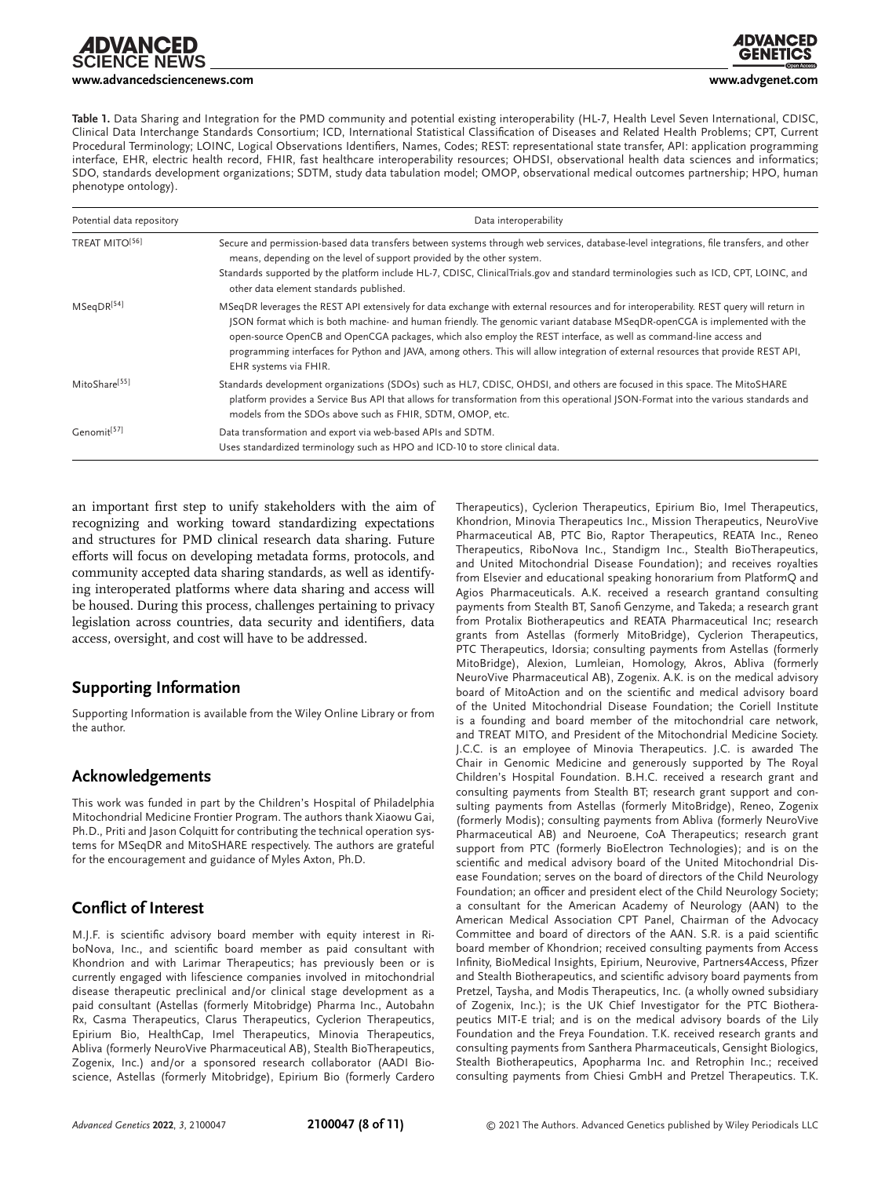**Table 1.** Data Sharing and Integration for the PMD community and potential existing interoperability (HL-7, Health Level Seven International, CDISC, Clinical Data Interchange Standards Consortium; ICD, International Statistical Classification of Diseases and Related Health Problems; CPT, Current Procedural Terminology; LOINC, Logical Observations Identifiers, Names, Codes; REST: representational state transfer, API: application programming interface, EHR, electric health record, FHIR, fast healthcare interoperability resources; OHDSI, observational health data sciences and informatics; SDO, standards development organizations; SDTM, study data tabulation model; OMOP, observational medical outcomes partnership; HPO, human phenotype ontology).

| Potential data repository | Data interoperability |
|---|---|
| TREAT MITO[56] | Secure and permission-based data transfers between systems through web services, database-level integrations, file transfers, and other means, depending on the level of support provided by the other system. Standards supported by the platform include HL-7, CDISC, ClinicalTrials.gov and standard terminologies such as ICD, CPT, LOINC, and other data element standards published. |
| MSeqDR[54] | MSeqDR leverages the REST API extensively for data exchange with external resources and for interoperability. REST query will return in JSON format which is both machine- and human friendly. The genomic variant database MSeqDR-openCGA is implemented with the open-source OpenCB and OpenCGA packages, which also employ the REST interface, as well as command-line access and programming interfaces for Python and JAVA, among others. This will allow integration of external resources that provide REST API, EHR systems via FHIR. |
| MitoShare[55] | Standards development organizations (SDOs) such as HL7, CDISC, OHDSI, and others are focused in this space. The MitoSHARE platform provides a Service Bus API that allows for transformation from this operational JSON-Format into the various standards and models from the SDOs above such as FHIR, SDTM, OMOP, etc. |
| Genomit[57] | Data transformation and export via web-based APIs and SDTM. Uses standardized terminology such as HPO and ICD-10 to store clinical data. |

an important first step to unify stakeholders with the aim of recognizing and working toward standardizing expectations and structures for PMD clinical research data sharing. Future efforts will focus on developing metadata forms, protocols, and community accepted data sharing standards, as well as identifying interoperated platforms where data sharing and access will be housed. During this process, challenges pertaining to privacy legislation across countries, data security and identifiers, data access, oversight, and cost will have to be addressed.

## Supporting Information

Supporting Information is available from the Wiley Online Library or from the author.

## Acknowledgements

This work was funded in part by the Children's Hospital of Philadelphia Mitochondrial Medicine Frontier Program. The authors thank Xiaowu Gai, Ph.D., Priti and Jason Colquitt for contributing the technical operation systems for MSeqDR and MitoSHARE respectively. The authors are grateful for the encouragement and guidance of Myles Axton, Ph.D.

## Conflict of Interest

M.J.F. is scientific advisory board member with equity interest in RiboNova, Inc., and scientific board member as paid consultant with Khondrion and with Larimar Therapeutics; has previously been or is currently engaged with lifescience companies involved in mitochondrial disease therapeutic preclinical and/or clinical stage development as a paid consultant (Astellas (formerly Mitobridge) Pharma Inc., Autobahn Rx, Casma Therapeutics, Clarus Therapeutics, Cyclerion Therapeutics, Epirium Bio, HealthCap, Imel Therapeutics, Minovia Therapeutics, Abliva (formerly NeuroVive Pharmaceutical AB), Stealth BioTherapeutics, Zogenix, Inc.) and/or a sponsored research collaborator (AADI Bioscience, Astellas (formerly Mitobridge), Epirium Bio (formerly Cardero Therapeutics), Cyclerion Therapeutics, Epirium Bio, Imel Therapeutics, Khondrion, Minovia Therapeutics Inc., Mission Therapeutics, NeuroVive Pharmaceutical AB, PTC Bio, Raptor Therapeutics, REATA Inc., Reneo Therapeutics, RiboNova Inc., Standigm Inc., Stealth BioTherapeutics, and United Mitochondrial Disease Foundation); and receives royalties from Elsevier and educational speaking honorarium from PlatformQ and Agios Pharmaceuticals. A.K. received a research grantand consulting payments from Stealth BT, Sanofi Genzyme, and Takeda; a research grant from Protalix Biotherapeutics and REATA Pharmaceutical Inc; research grants from Astellas (formerly MitoBridge), Cyclerion Therapeutics, PTC Therapeutics, Idorsia; consulting payments from Astellas (formerly MitoBridge), Alexion, Lumleian, Homology, Akros, Abliva (formerly NeuroVive Pharmaceutical AB), Zogenix. A.K. is on the medical advisory board of MitoAction and on the scientific and medical advisory board of the United Mitochondrial Disease Foundation; the Coriell Institute is a founding and board member of the mitochondrial care network, and TREAT MITO, and President of the Mitochondrial Medicine Society. J.C.C. is an employee of Minovia Therapeutics. J.C. is awarded The Chair in Genomic Medicine and generously supported by The Royal Children's Hospital Foundation. B.H.C. received a research grant and consulting payments from Stealth BT; research grant support and consulting payments from Astellas (formerly MitoBridge), Reneo, Zogenix (formerly Modis); consulting payments from Abliva (formerly NeuroVive Pharmaceutical AB) and Neuroene, CoA Therapeutics; research grant support from PTC (formerly BioElectron Technologies); and is on the scientific and medical advisory board of the United Mitochondrial Disease Foundation; serves on the board of directors of the Child Neurology Foundation; an officer and president elect of the Child Neurology Society; a consultant for the American Academy of Neurology (AAN) to the American Medical Association CPT Panel, Chairman of the Advocacy Committee and board of directors of the AAN. S.R. is a paid scientific board member of Khondrion; received consulting payments from Access Infinity, BioMedical Insights, Epirium, Neurovive, Partners4Access, Pfizer and Stealth Biotherapeutics, and scientific advisory board payments from Pretzel, Taysha, and Modis Therapeutics, Inc. (a wholly owned subsidiary of Zogenix, Inc.); is the UK Chief Investigator for the PTC Biotherapeutics MIT-E trial; and is on the medical advisory boards of the Lily Foundation and the Freya Foundation. T.K. received research grants and consulting payments from Santhera Pharmaceuticals, Gensight Biologics, Stealth Biotherapeutics, Apopharma Inc. and Retrophin Inc.; received consulting payments from Chiesi GmbH and Pretzel Therapeutics. T.K.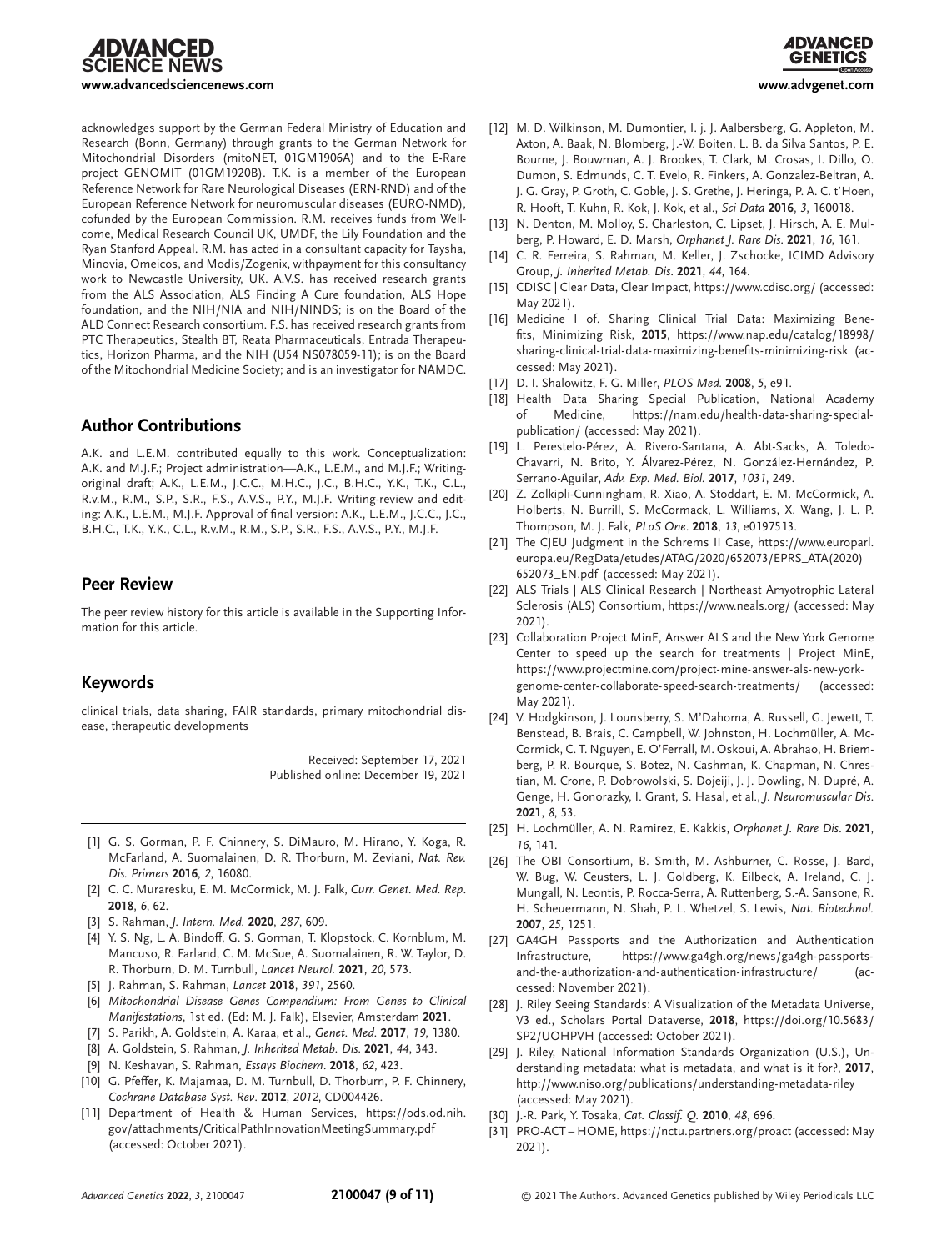acknowledges support by the German Federal Ministry of Education and Research (Bonn, Germany) through grants to the German Network for Mitochondrial Disorders (mitoNET, 01GM1906A) and to the E-Rare project GENOMIT (01GM1920B). T.K. is a member of the European Reference Network for Rare Neurological Diseases (ERN-RND) and of the European Reference Network for neuromuscular diseases (EURO-NMD), cofunded by the European Commission. R.M. receives funds from Wellcome, Medical Research Council UK, UMDF, the Lily Foundation and the Ryan Stanford Appeal. R.M. has acted in a consultant capacity for Taysha, Minovia, Omeicos, and Modis/Zogenix, withpayment for this consultancy work to Newcastle University, UK. A.V.S. has received research grants from the ALS Association, ALS Finding A Cure foundation, ALS Hope foundation, and the NIH/NIA and NIH/NINDS; is on the Board of the ALD Connect Research consortium. F.S. has received research grants from PTC Therapeutics, Stealth BT, Reata Pharmaceuticals, Entrada Therapeutics, Horizon Pharma, and the NIH (U54 NS078059-11); is on the Board of the Mitochondrial Medicine Society; and is an investigator for NAMDC.

## Author Contributions

A.K. and L.E.M. contributed equally to this work. Conceptualization: A.K. and M.J.F.; Project administration—A.K., L.E.M., and M.J.F.; Writing-original draft; A.K., L.E.M., J.C.C., M.H.C., J.C., B.H.C., Y.K., T.K., C.L., R.v.M., R.M., S.P., S.R., F.S., A.V.S., P.Y., M.J.F. Writing-review and editing: A.K., L.E.M., M.J.F. Approval of final version: A.K., L.E.M., J.C.C., J.C., B.H.C., T.K., Y.K., C.L., R.v.M., R.M., S.P., S.R., F.S., A.V.S., P.Y., M.J.F.

## Peer Review

The peer review history for this article is available in the Supporting Information for this article.

## Keywords

clinical trials, data sharing, FAIR standards, primary mitochondrial disease, therapeutic developments

Received: September 17, 2021
Published online: December 19, 2021

- [1] G. S. Gorman, P. F. Chinnery, S. DiMauro, M. Hirano, Y. Koga, R. McFarland, A. Suomalainen, D. R. Thorburn, M. Zeviani, *Nat. Rev. Dis. Primers* **2016**, *2*, 16080.
- [2] C. C. Muraresku, E. M. McCormick, M. J. Falk, *Curr. Genet. Med. Rep.* **2018**, *6*, 62.
- [3] S. Rahman, *J. Intern. Med.* **2020**, *287*, 609.
- [4] Y. S. Ng, L. A. Bindoff, G. S. Gorman, T. Klopstock, C. Kornblum, M. Mancuso, R. Farland, C. M. McSue, A. Suomalainen, R. W. Taylor, D. R. Thorburn, D. M. Turnbull, *Lancet Neurol.* **2021**, *20*, 573.
- [5] J. Rahman, S. Rahman, *Lancet* **2018**, *391*, 2560.
- [6] *Mitochondrial Disease Genes Compendium: From Genes to Clinical Manifestations*, 1st ed. (Ed: M. J. Falk), Elsevier, Amsterdam **2021**.
- [7] S. Parikh, A. Goldstein, A. Karaa, et al., *Genet. Med.* **2017**, *19*, 1380.
- [8] A. Goldstein, S. Rahman, *J. Inherited Metab. Dis.* **2021**, *44*, 343.
- [9] N. Keshavan, S. Rahman, *Essays Biochem.* **2018**, *62*, 423.
- [10] G. Pfeffer, K. Majamaa, D. M. Turnbull, D. Thorburn, P. F. Chinnery, *Cochrane Database Syst. Rev.* **2012**, *2012*, CD004426.
- [11] Department of Health & Human Services, https://ods.od.nih.gov/attachments/CriticalPathInnovationMeetingSummary.pdf (accessed: October 2021).
- [12] M. D. Wilkinson, M. Dumontier, I. j. J. Aalbersberg, G. Appleton, M. Axton, A. Baak, N. Blomberg, J.-W. Boiten, L. B. da Silva Santos, P. E. Bourne, J. Bouwman, A. J. Brookes, T. Clark, M. Crosas, I. Dillo, O. Dumon, S. Edmunds, C. T. Evelo, R. Finkers, A. Gonzalez-Beltran, A. J. G. Gray, P. Groth, C. Goble, J. S. Grethe, J. Heringa, P. A. C. t'Hoen, R. Hooft, T. Kuhn, R. Kok, J. Kok, et al., *Sci Data* **2016**, *3*, 160018.
- [13] N. Denton, M. Molloy, S. Charleston, C. Lipset, J. Hirsch, A. E. Mulberg, P. Howard, E. D. Marsh, *Orphanet J. Rare Dis.* **2021**, *16*, 161.
- [14] C. R. Ferreira, S. Rahman, M. Keller, J. Zschocke, ICIMD Advisory Group, *J. Inherited Metab. Dis.* **2021**, *44*, 164.
- [15] CDISC | Clear Data, Clear Impact, https://www.cdisc.org/ (accessed: May 2021).
- [16] Medicine I of. Sharing Clinical Trial Data: Maximizing Benefits, Minimizing Risk, **2015**, https://www.nap.edu/catalog/18998/sharing-clinical-trial-data-maximizing-benefits-minimizing-risk (accessed: May 2021).
- [17] D. I. Shalowitz, F. G. Miller, *PLOS Med.* **2008**, *5*, e91.
- [18] Health Data Sharing Special Publication, National Academy of Medicine, https://nam.edu/health-data-sharing-special-publication/ (accessed: May 2021).
- [19] L. Perestelo-Pérez, A. Rivero-Santana, A. Abt-Sacks, A. Toledo-Chavarri, N. Brito, Y. Álvarez-Pérez, N. González-Hernández, P. Serrano-Aguilar, *Adv. Exp. Med. Biol.* **2017**, *1031*, 249.
- [20] Z. Zolkipli-Cunningham, R. Xiao, A. Stoddart, E. M. McCormick, A. Holberts, N. Burrill, S. McCormack, L. Williams, X. Wang, J. L. P. Thompson, M. J. Falk, *PLoS One*. **2018**, *13*, e0197513.
- [21] The CJEU Judgment in the Schrems II Case, https://www.europarl.europa.eu/RegData/etudes/ATAG/2020/652073/EPRS_ATA(2020)652073_EN.pdf (accessed: May 2021).
- [22] ALS Trials | ALS Clinical Research | Northeast Amyotrophic Lateral Sclerosis (ALS) Consortium, https://www.neals.org/ (accessed: May 2021).
- [23] Collaboration Project MinE, Answer ALS and the New York Genome Center to speed up the search for treatments | Project MinE, https://www.projectmine.com/project-mine-answer-als-new-york-genome-center-collaborate-speed-search-treatments/ (accessed: May 2021).
- [24] V. Hodgkinson, J. Lounsberry, S. M'Dahoma, A. Russell, G. Jewett, T. Benstead, B. Brais, C. Campbell, W. Johnston, H. Lochmüller, A. McCormick, C. T. Nguyen, E. O'Ferrall, M. Oskoui, A. Abrahao, H. Briemberg, P. R. Bourque, S. Botez, N. Cashman, K. Chapman, N. Chrestian, M. Crone, P. Dobrowolski, S. Dojeiji, J. J. Dowling, N. Dupré, A. Genge, H. Gonorazky, I. Grant, S. Hasal, et al., *J. Neuromuscular Dis.* **2021**, *8*, 53.
- [25] H. Lochmüller, A. N. Ramirez, E. Kakkis, *Orphanet J. Rare Dis.* **2021**, *16*, 141.
- [26] The OBI Consortium, B. Smith, M. Ashburner, C. Rosse, J. Bard, W. Bug, W. Ceusters, L. J. Goldberg, K. Eilbeck, A. Ireland, C. J. Mungall, N. Leontis, P. Rocca-Serra, A. Ruttenberg, S.-A. Sansone, R. H. Scheuermann, N. Shah, P. L. Whetzel, S. Lewis, *Nat. Biotechnol.* **2007**, *25*, 1251.
- [27] GA4GH Passports and the Authorization and Authentication Infrastructure, https://www.ga4gh.org/news/ga4gh-passports-and-the-authorization-and-authentication-infrastructure/ (accessed: November 2021).
- [28] J. Riley Seeing Standards: A Visualization of the Metadata Universe, V3 ed., Scholars Portal Dataverse, **2018**, https://doi.org/10.5683/SP2/UOHPVH (accessed: October 2021).
- [29] J. Riley, National Information Standards Organization (U.S.), Understanding metadata: what is metadata, and what is it for?, **2017**, http://www.niso.org/publications/understanding-metadata-riley (accessed: May 2021).
- [30] J.-R. Park, Y. Tosaka, *Cat. Classif. Q.* **2010**, *48*, 696.
- [31] PRO-ACT – HOME, https://nctu.partners.org/proact (accessed: May 2021).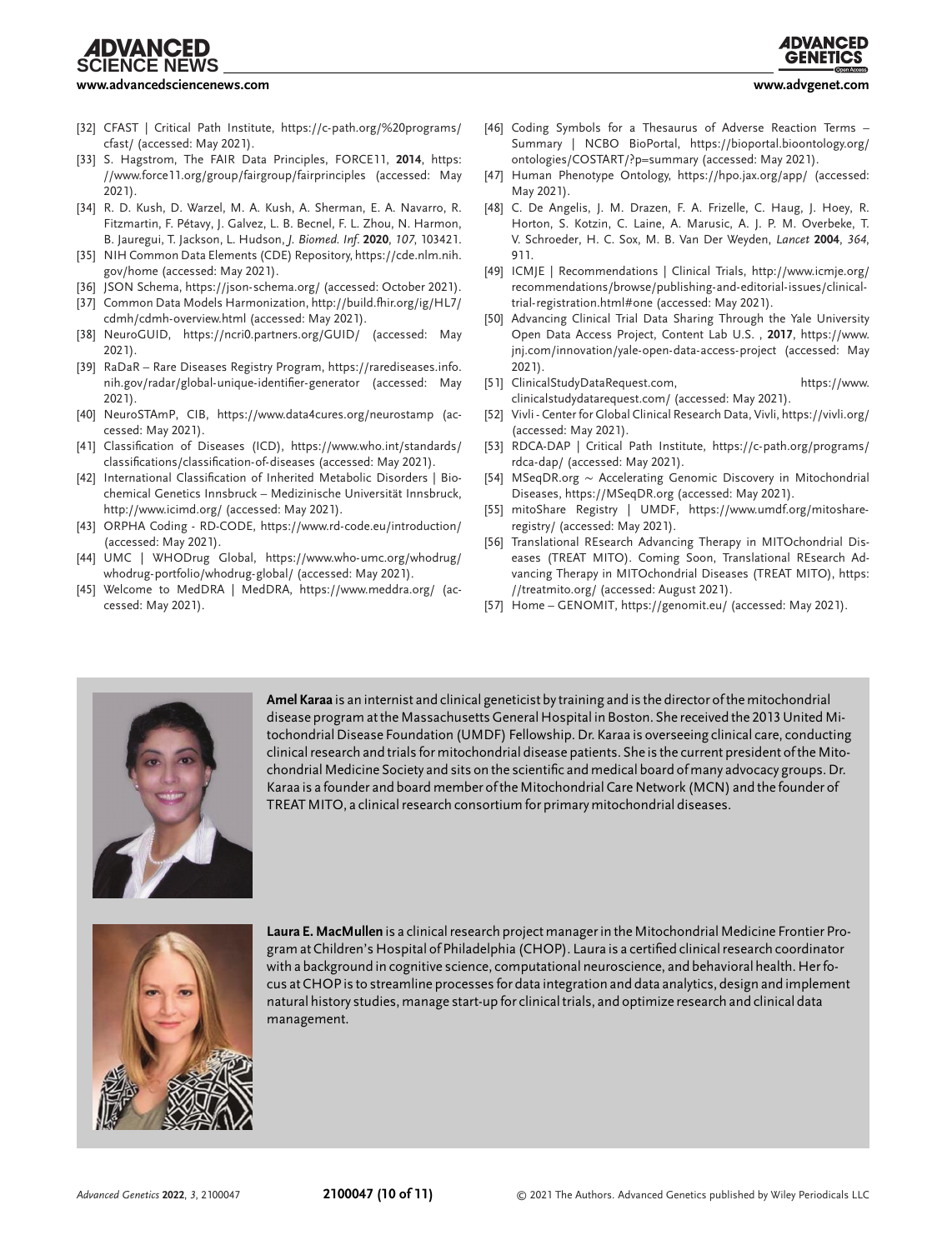[32] CFAST | Critical Path Institute, https://c-path.org/%20programs/cfast/ (accessed: May 2021).

[33] S. Hagstrom, The FAIR Data Principles, FORCE11, **2014**, https://www.force11.org/group/fairgroup/fairprinciples (accessed: May 2021).

[34] R. D. Kush, D. Warzel, M. A. Kush, A. Sherman, E. A. Navarro, R. Fitzmartin, F. Pétavy, J. Galvez, L. B. Becnel, F. L. Zhou, N. Harmon, B. Jauregui, T. Jackson, L. Hudson, *J. Biomed. Inf.* **2020**, *107*, 103421.

[35] NIH Common Data Elements (CDE) Repository, https://cde.nlm.nih.gov/home (accessed: May 2021).

[36] JSON Schema, https://json-schema.org/ (accessed: October 2021).

[37] Common Data Models Harmonization, http://build.fhir.org/ig/HL7/cdmh/cdmh-overview.html (accessed: May 2021).

[38] NeuroGUID, https://ncri0.partners.org/GUID/ (accessed: May 2021).

[39] RaDaR – Rare Diseases Registry Program, https://rarediseases.info.nih.gov/radar/global-unique-identifier-generator (accessed: May 2021).

[40] NeuroSTAmP, CIB, https://www.data4cures.org/neurostamp (accessed: May 2021).

[41] Classification of Diseases (ICD), https://www.who.int/standards/classifications/classification-of-diseases (accessed: May 2021).

[42] International Classification of Inherited Metabolic Disorders | Biochemical Genetics Innsbruck – Medizinische Universität Innsbruck, http://www.icimd.org/ (accessed: May 2021).

[43] ORPHA Coding - RD-CODE, https://www.rd-code.eu/introduction/ (accessed: May 2021).

[44] UMC | WHODrug Global, https://www.who-umc.org/whodrug/whodrug-portfolio/whodrug-global/ (accessed: May 2021).

[45] Welcome to MedDRA | MedDRA, https://www.meddra.org/ (accessed: May 2021).

[46] Coding Symbols for a Thesaurus of Adverse Reaction Terms – Summary | NCBO BioPortal, https://bioportal.bioontology.org/ontologies/COSTART/?p=summary (accessed: May 2021).

[47] Human Phenotype Ontology, https://hpo.jax.org/app/ (accessed: May 2021).

[48] C. De Angelis, J. M. Drazen, F. A. Frizelle, C. Haug, J. Hoey, R. Horton, S. Kotzin, C. Laine, A. Marusic, A. J. P. M. Overbeke, T. V. Schroeder, H. C. Sox, M. B. Van Der Weyden, *Lancet* **2004**, *364*, 911.

[49] ICMJE | Recommendations | Clinical Trials, http://www.icmje.org/recommendations/browse/publishing-and-editorial-issues/clinical-trial-registration.html#one (accessed: May 2021).

[50] Advancing Clinical Trial Data Sharing Through the Yale University Open Data Access Project, Content Lab U.S. , **2017**, https://www.jnj.com/innovation/yale-open-data-access-project (accessed: May 2021).

[51] ClinicalStudyDataRequest.com, https://www.clinicalstudydatarequest.com/ (accessed: May 2021).

[52] Vivli - Center for Global Clinical Research Data, Vivli, https://vivli.org/ (accessed: May 2021).

[53] RDCA-DAP | Critical Path Institute, https://c-path.org/programs/rdca-dap/ (accessed: May 2021).

[54] MSeqDR.org ~ Accelerating Genomic Discovery in Mitochondrial Diseases, https://MSeqDR.org (accessed: May 2021).

[55] mitoShare Registry | UMDF, https://www.umdf.org/mitoshare-registry/ (accessed: May 2021).

[56] Translational REsearch Advancing Therapy in MITOchondrial Diseases (TREAT MITO). Coming Soon, Translational REsearch Advancing Therapy in MITOchondrial Diseases (TREAT MITO), https://treatmito.org/ (accessed: August 2021).

[57] Home – GENOMIT, https://genomit.eu/ (accessed: May 2021).

**Amel Karaa** is an internist and clinical geneticist by training and is the director of the mitochondrial disease program at the Massachusetts General Hospital in Boston. She received the 2013 United Mitochondrial Disease Foundation (UMDF) Fellowship. Dr. Karaa is overseeing clinical care, conducting clinical research and trials for mitochondrial disease patients. She is the current president of the Mitochondrial Medicine Society and sits on the scientific and medical board of many advocacy groups. Dr. Karaa is a founder and board member of the Mitochondrial Care Network (MCN) and the founder of TREAT MITO, a clinical research consortium for primary mitochondrial diseases.

**Laura E. MacMullen** is a clinical research project manager in the Mitochondrial Medicine Frontier Program at Children's Hospital of Philadelphia (CHOP). Laura is a certified clinical research coordinator with a background in cognitive science, computational neuroscience, and behavioral health. Her focus at CHOP is to streamline processes for data integration and data analytics, design and implement natural history studies, manage start-up for clinical trials, and optimize research and clinical data management.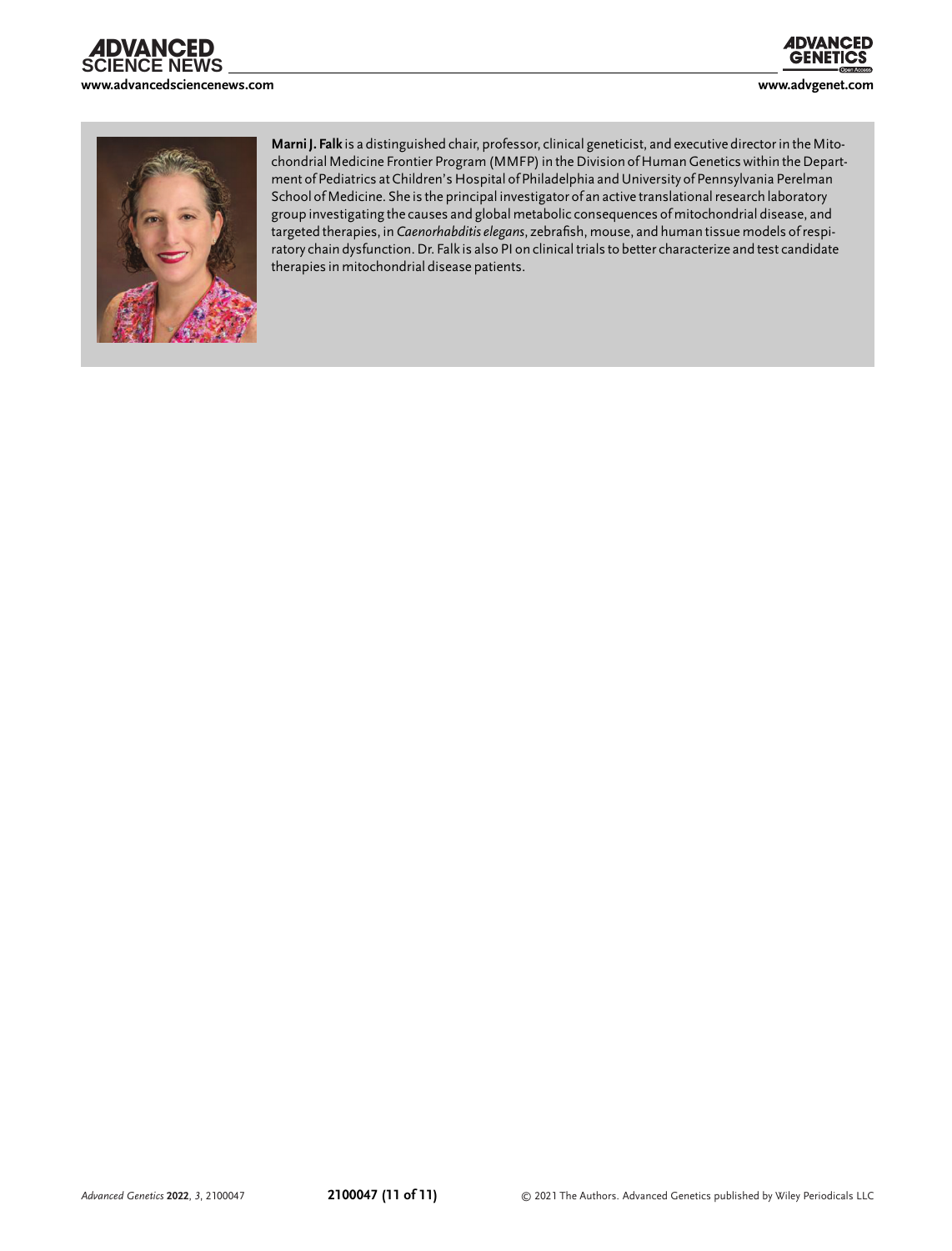**Marni J. Falk** is a distinguished chair, professor, clinical geneticist, and executive director in the Mitochondrial Medicine Frontier Program (MMFP) in the Division of Human Genetics within the Department of Pediatrics at Children's Hospital of Philadelphia and University of Pennsylvania Perelman School of Medicine. She is the principal investigator of an active translational research laboratory group investigating the causes and global metabolic consequences of mitochondrial disease, and targeted therapies, in *Caenorhabditis elegans*, zebrafish, mouse, and human tissue models of respiratory chain dysfunction. Dr. Falk is also PI on clinical trials to better characterize and test candidate therapies in mitochondrial disease patients.